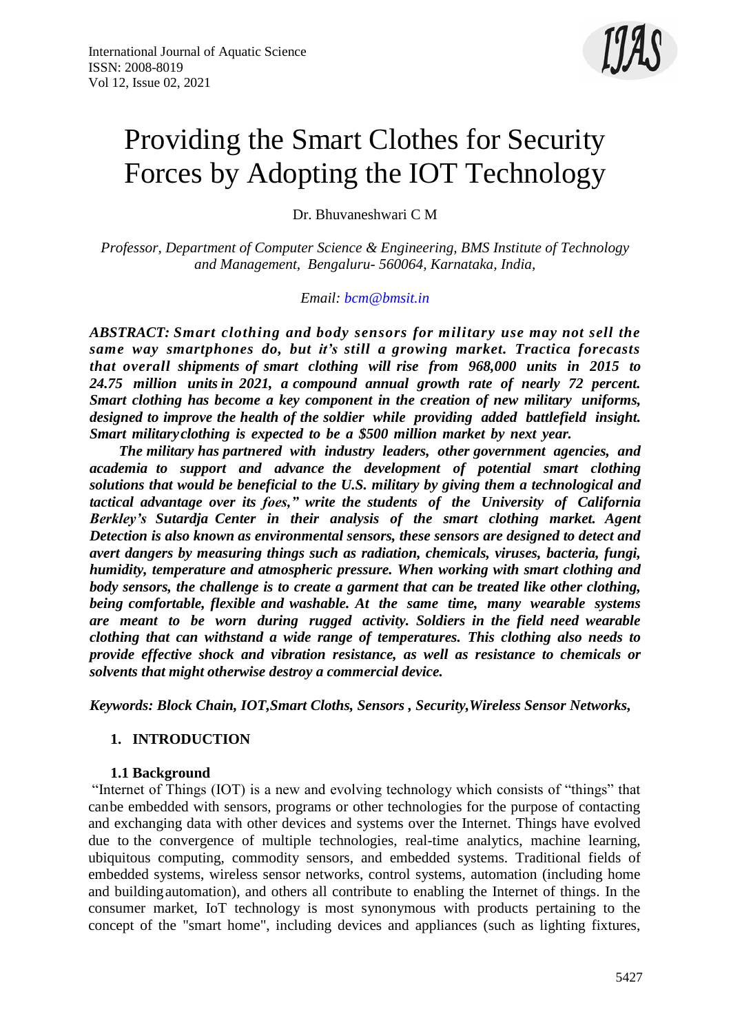# Providing the Smart Clothes for Security Forces by Adopting the IOT Technology

Dr. Bhuvaneshwari C M

*Professor, Department of Computer Science & Engineering, BMS Institute of Technology and Management, Bengaluru- 560064, Karnataka, India,*

*Email: bcm@bmsit.in*

***ABSTRACT: Smart clothing and body sensors for military use may not sell the same way smartphones do, but it's still a growing market. Tractica forecasts that overall shipments of smart clothing will rise from 968,000 units in 2015 to 24.75 million units in 2021, a compound annual growth rate of nearly 72 percent. Smart clothing has become a key component in the creation of new military uniforms, designed to improve the health of the soldier while providing added battlefield insight. Smart military clothing is expected to be a $500 million market by next year.***

***The military has partnered with industry leaders, other government agencies, and academia to support and advance the development of potential smart clothing solutions that would be beneficial to the U.S. military by giving them a technological and tactical advantage over its foes," write the students of the University of California Berkley's Sutardja Center in their analysis of the smart clothing market. Agent Detection is also known as environmental sensors, these sensors are designed to detect and avert dangers by measuring things such as radiation, chemicals, viruses, bacteria, fungi, humidity, temperature and atmospheric pressure. When working with smart clothing and body sensors, the challenge is to create a garment that can be treated like other clothing, being comfortable, flexible and washable. At the same time, many wearable systems are meant to be worn during rugged activity. Soldiers in the field need wearable clothing that can withstand a wide range of temperatures. This clothing also needs to provide effective shock and vibration resistance, as well as resistance to chemicals or solvents that might otherwise destroy a commercial device.***

***Keywords: Block Chain, IOT,Smart Cloths, Sensors , Security,Wireless Sensor Networks,***

## 1. INTRODUCTION

### 1.1 Background

"Internet of Things (IOT) is a new and evolving technology which consists of "things" that canbe embedded with sensors, programs or other technologies for the purpose of contacting and exchanging data with other devices and systems over the Internet. Things have evolved due to the convergence of multiple technologies, real-time analytics, machine learning, ubiquitous computing, commodity sensors, and embedded systems. Traditional fields of embedded systems, wireless sensor networks, control systems, automation (including home and building automation), and others all contribute to enabling the Internet of things. In the consumer market, IoT technology is most synonymous with products pertaining to the concept of the "smart home", including devices and appliances (such as lighting fixtures,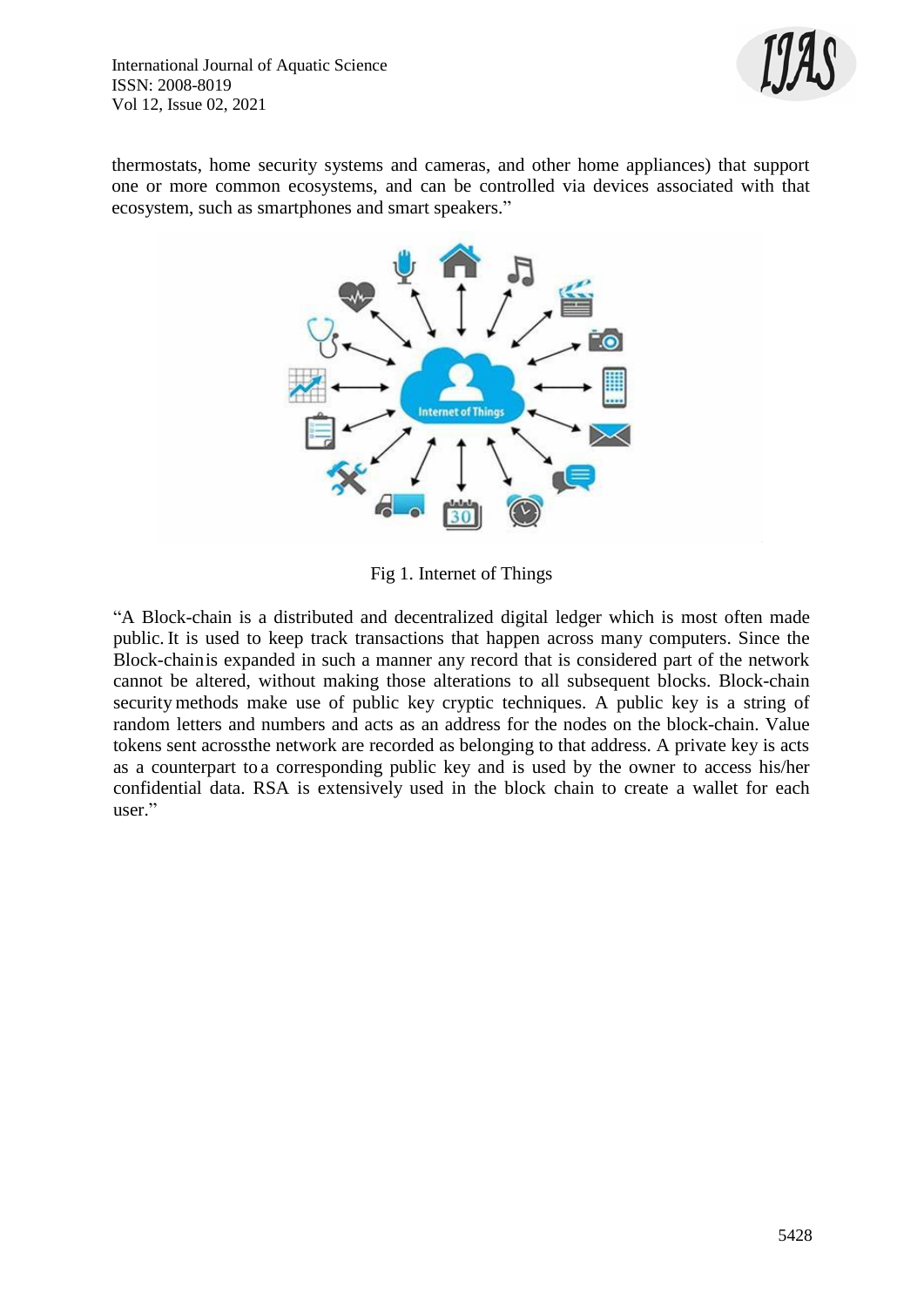thermostats, home security systems and cameras, and other home appliances) that support one or more common ecosystems, and can be controlled via devices associated with that ecosystem, such as smartphones and smart speakers."

Fig 1. Internet of Things

"A Block-chain is a distributed and decentralized digital ledger which is most often made public. It is used to keep track transactions that happen across many computers. Since the Block-chainis expanded in such a manner any record that is considered part of the network cannot be altered, without making those alterations to all subsequent blocks. Block-chain security methods make use of public key cryptic techniques. A public key is a string of random letters and numbers and acts as an address for the nodes on the block-chain. Value tokens sent acrossthe network are recorded as belonging to that address. A private key is acts as a counterpart to a corresponding public key and is used by the owner to access his/her confidential data. RSA is extensively used in the block chain to create a wallet for each user."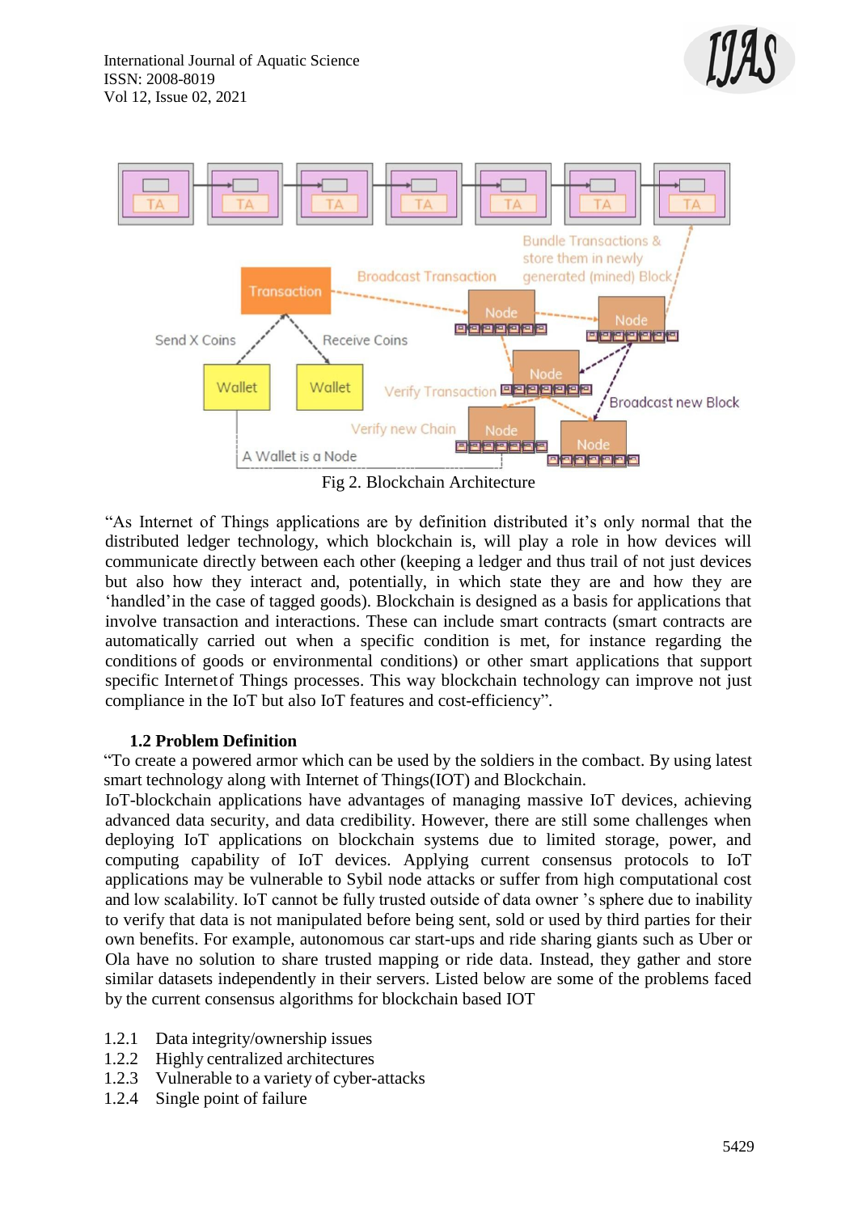Fig 2. Blockchain Architecture

"As Internet of Things applications are by definition distributed it's only normal that the distributed ledger technology, which blockchain is, will play a role in how devices will communicate directly between each other (keeping a ledger and thus trail of not just devices but also how they interact and, potentially, in which state they are and how they are 'handled' in the case of tagged goods). Blockchain is designed as a basis for applications that involve transaction and interactions. These can include smart contracts (smart contracts are automatically carried out when a specific condition is met, for instance regarding the conditions of goods or environmental conditions) or other smart applications that support specific Internet of Things processes. This way blockchain technology can improve not just compliance in the IoT but also IoT features and cost-efficiency".

### 1.2 Problem Definition

"To create a powered armor which can be used by the soldiers in the combact. By using latest smart technology along with Internet of Things(IOT) and Blockchain.

IoT-blockchain applications have advantages of managing massive IoT devices, achieving advanced data security, and data credibility. However, there are still some challenges when deploying IoT applications on blockchain systems due to limited storage, power, and computing capability of IoT devices. Applying current consensus protocols to IoT applications may be vulnerable to Sybil node attacks or suffer from high computational cost and low scalability. IoT cannot be fully trusted outside of data owner 's sphere due to inability to verify that data is not manipulated before being sent, sold or used by third parties for their own benefits. For example, autonomous car start-ups and ride sharing giants such as Uber or Ola have no solution to share trusted mapping or ride data. Instead, they gather and store similar datasets independently in their servers. Listed below are some of the problems faced by the current consensus algorithms for blockchain based IOT

1.2.1 Data integrity/ownership issues
1.2.2 Highly centralized architectures
1.2.3 Vulnerable to a variety of cyber-attacks
1.2.4 Single point of failure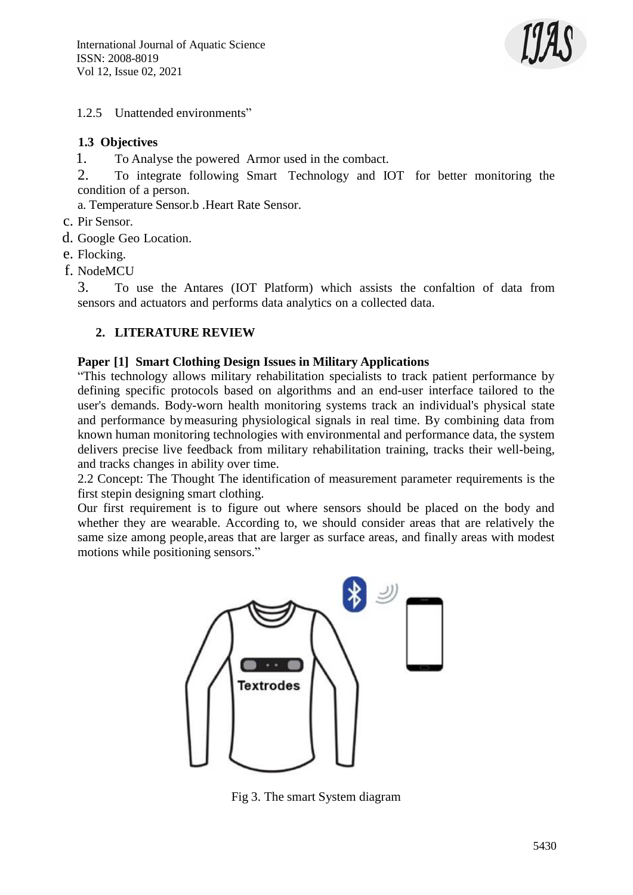1.2.5 Unattended environments"

### 1.3 Objectives

1. To Analyse the powered Armor used in the combact.
2. To integrate following Smart Technology and IOT for better monitoring the condition of a person.

a. Temperature Sensor.b .Heart Rate Sensor.

c. Pir Sensor.

d. Google Geo Location.

e. Flocking.

f. NodeMCU

3. To use the Antares (IOT Platform) which assists the confaltion of data from sensors and actuators and performs data analytics on a collected data.

## 2. LITERATURE REVIEW

**Paper [1] Smart Clothing Design Issues in Military Applications**

"This technology allows military rehabilitation specialists to track patient performance by defining specific protocols based on algorithms and an end-user interface tailored to the user's demands. Body-worn health monitoring systems track an individual's physical state and performance by measuring physiological signals in real time. By combining data from known human monitoring technologies with environmental and performance data, the system delivers precise live feedback from military rehabilitation training, tracks their well-being, and tracks changes in ability over time.

2.2 Concept: The Thought The identification of measurement parameter requirements is the first stepin designing smart clothing.

Our first requirement is to figure out where sensors should be placed on the body and whether they are wearable. According to, we should consider areas that are relatively the same size among people, areas that are larger as surface areas, and finally areas with modest motions while positioning sensors."

Fig 3. The smart System diagram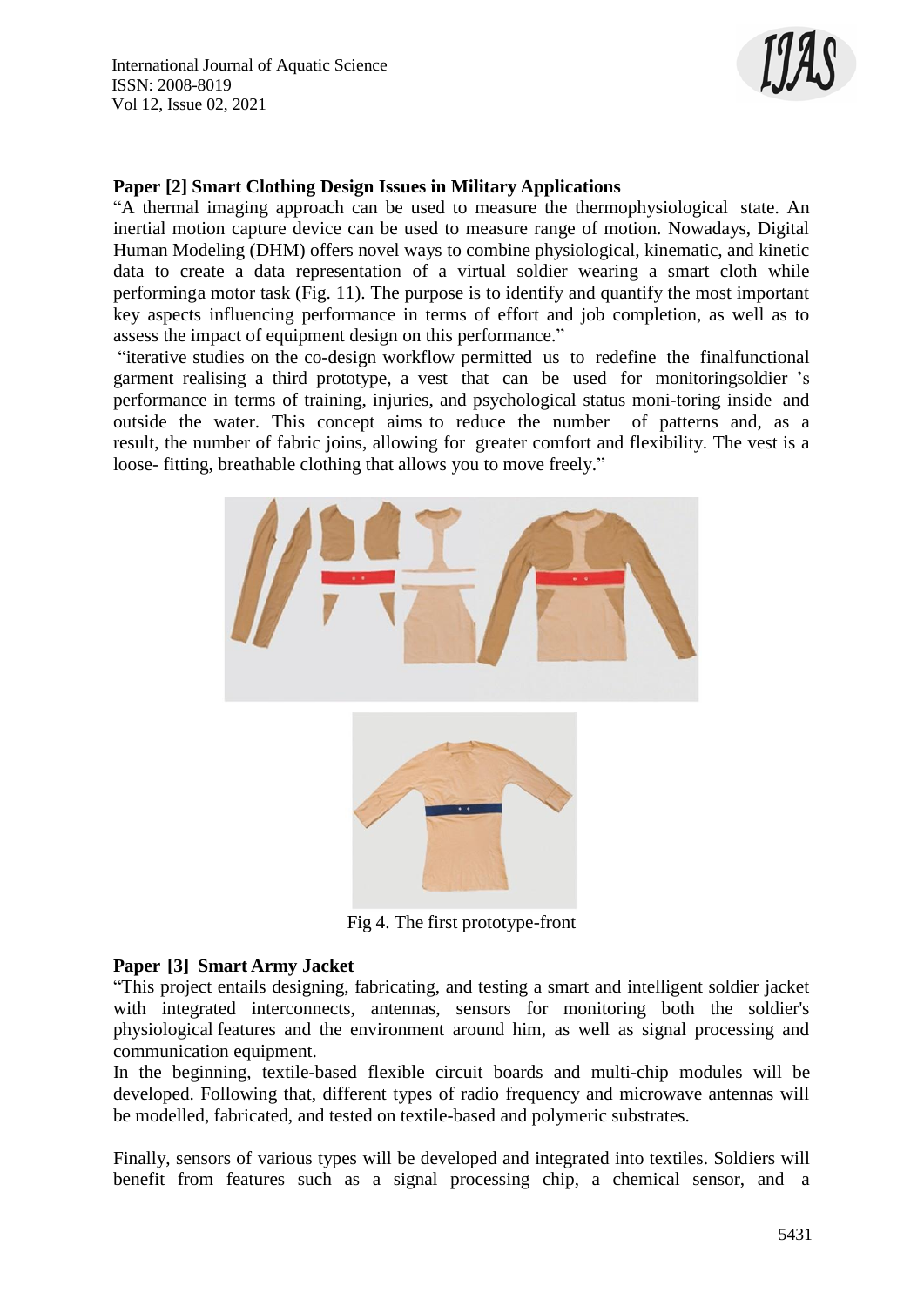**Paper [2] Smart Clothing Design Issues in Military Applications**

"A thermal imaging approach can be used to measure the thermophysiological state. An inertial motion capture device can be used to measure range of motion. Nowadays, Digital Human Modeling (DHM) offers novel ways to combine physiological, kinematic, and kinetic data to create a data representation of a virtual soldier wearing a smart cloth while performinga motor task (Fig. 11). The purpose is to identify and quantify the most important key aspects influencing performance in terms of effort and job completion, as well as to assess the impact of equipment design on this performance."

"iterative studies on the co-design workflow permitted us to redefine the finalfunctional garment realising a third prototype, a vest that can be used for monitoringsoldier 's performance in terms of training, injuries, and psychological status moni-toring inside and outside the water. This concept aims to reduce the number of patterns and, as a result, the number of fabric joins, allowing for greater comfort and flexibility. The vest is a loose- fitting, breathable clothing that allows you to move freely."

Fig 4. The first prototype-front

**Paper [3] Smart Army Jacket**

"This project entails designing, fabricating, and testing a smart and intelligent soldier jacket with integrated interconnects, antennas, sensors for monitoring both the soldier's physiological features and the environment around him, as well as signal processing and communication equipment.

In the beginning, textile-based flexible circuit boards and multi-chip modules will be developed. Following that, different types of radio frequency and microwave antennas will be modelled, fabricated, and tested on textile-based and polymeric substrates.

Finally, sensors of various types will be developed and integrated into textiles. Soldiers will benefit from features such as a signal processing chip, a chemical sensor, and a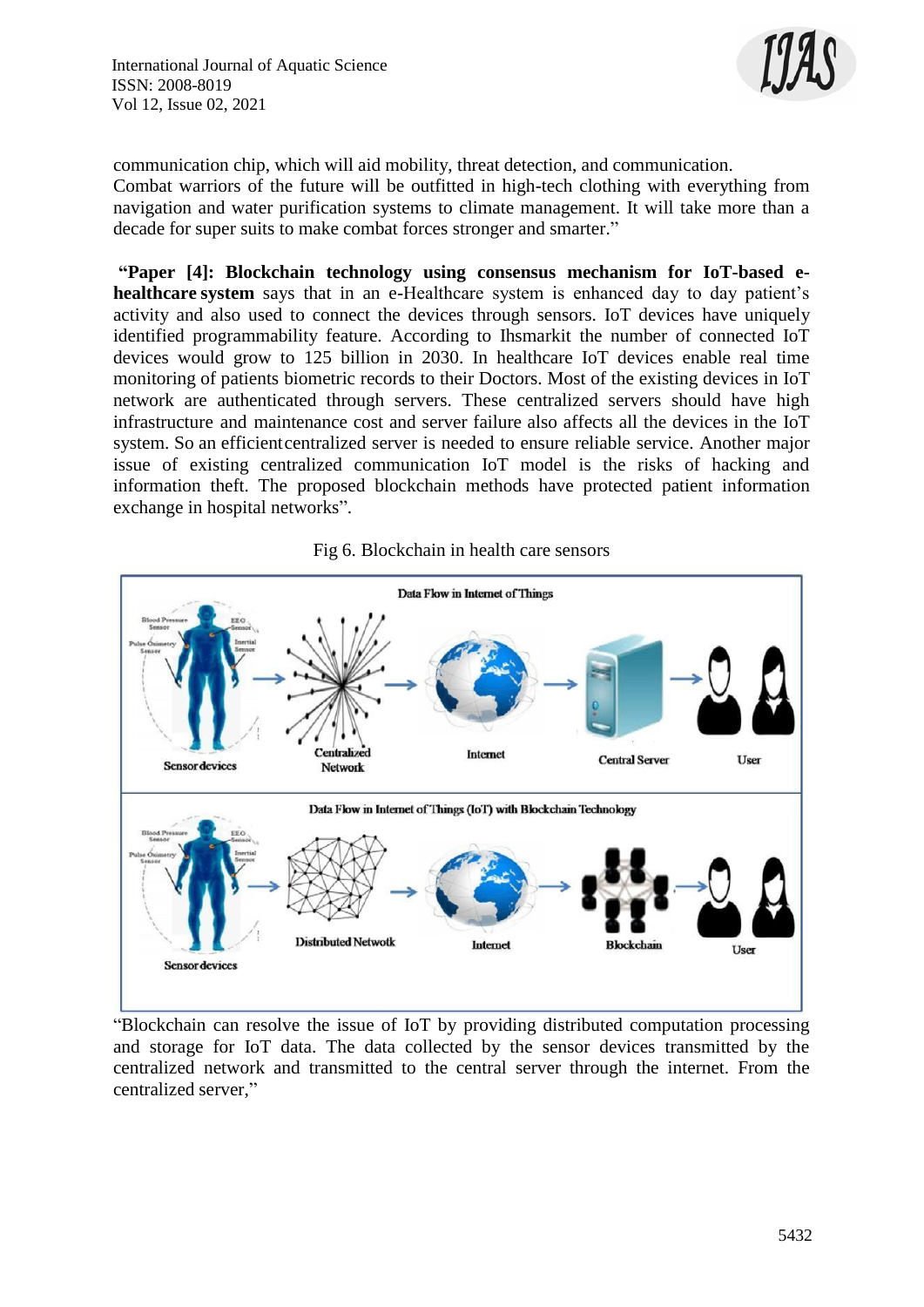communication chip, which will aid mobility, threat detection, and communication.
Combat warriors of the future will be outfitted in high-tech clothing with everything from navigation and water purification systems to climate management. It will take more than a decade for super suits to make combat forces stronger and smarter."

"**Paper [4]: Blockchain technology using consensus mechanism for IoT-based e-healthcare system** says that in an e-Healthcare system is enhanced day to day patient's activity and also used to connect the devices through sensors. IoT devices have uniquely identified programmability feature. According to Ihsmarkit the number of connected IoT devices would grow to 125 billion in 2030. In healthcare IoT devices enable real time monitoring of patients biometric records to their Doctors. Most of the existing devices in IoT network are authenticated through servers. These centralized servers should have high infrastructure and maintenance cost and server failure also affects all the devices in the IoT system. So an efficientcentralized server is needed to ensure reliable service. Another major issue of existing centralized communication IoT model is the risks of hacking and information theft. The proposed blockchain methods have protected patient information exchange in hospital networks".

Fig 6. Blockchain in health care sensors

"Blockchain can resolve the issue of IoT by providing distributed computation processing and storage for IoT data. The data collected by the sensor devices transmitted by the centralized network and transmitted to the central server through the internet. From the centralized server,"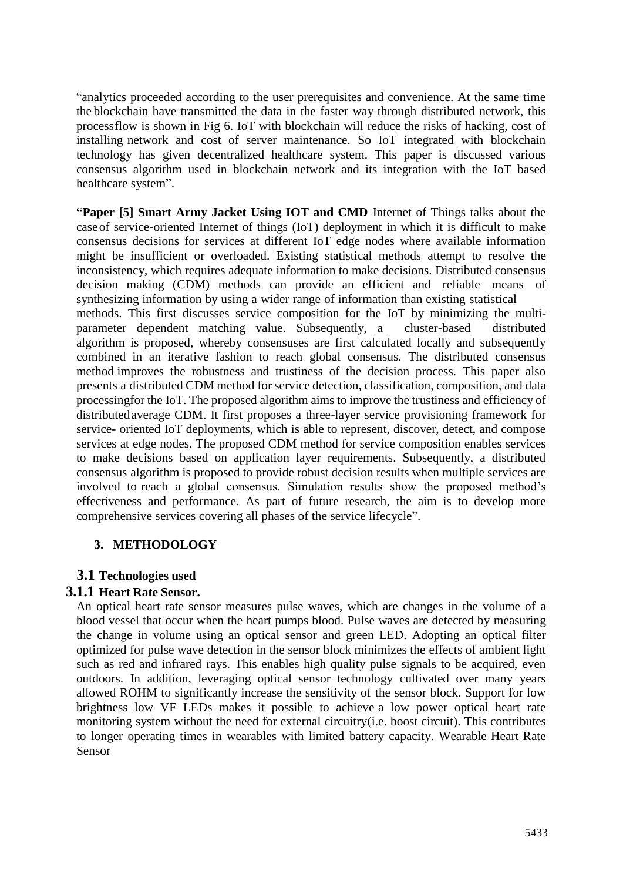"analytics proceeded according to the user prerequisites and convenience. At the same time the blockchain have transmitted the data in the faster way through distributed network, this processflow is shown in Fig 6. IoT with blockchain will reduce the risks of hacking, cost of installing network and cost of server maintenance. So IoT integrated with blockchain technology has given decentralized healthcare system. This paper is discussed various consensus algorithm used in blockchain network and its integration with the IoT based healthcare system".

**"Paper [5] Smart Army Jacket Using IOT and CMD** Internet of Things talks about the caseof service-oriented Internet of things (IoT) deployment in which it is difficult to make consensus decisions for services at different IoT edge nodes where available information might be insufficient or overloaded. Existing statistical methods attempt to resolve the inconsistency, which requires adequate information to make decisions. Distributed consensus decision making (CDM) methods can provide an efficient and reliable means of synthesizing information by using a wider range of information than existing statistical methods. This first discusses service composition for the IoT by minimizing the multi-parameter dependent matching value. Subsequently, a cluster-based distributed algorithm is proposed, whereby consensuses are first calculated locally and subsequently combined in an iterative fashion to reach global consensus. The distributed consensus method improves the robustness and trustiness of the decision process. This paper also presents a distributed CDM method for service detection, classification, composition, and data processingfor the IoT. The proposed algorithm aims to improve the trustiness and efficiency of distributedaverage CDM. It first proposes a three-layer service provisioning framework for service- oriented IoT deployments, which is able to represent, discover, detect, and compose services at edge nodes. The proposed CDM method for service composition enables services to make decisions based on application layer requirements. Subsequently, a distributed consensus algorithm is proposed to provide robust decision results when multiple services are involved to reach a global consensus. Simulation results show the proposed method's effectiveness and performance. As part of future research, the aim is to develop more comprehensive services covering all phases of the service lifecycle".

## 3. METHODOLOGY

### 3.1 Technologies used

#### 3.1.1 Heart Rate Sensor.

An optical heart rate sensor measures pulse waves, which are changes in the volume of a blood vessel that occur when the heart pumps blood. Pulse waves are detected by measuring the change in volume using an optical sensor and green LED. Adopting an optical filter optimized for pulse wave detection in the sensor block minimizes the effects of ambient light such as red and infrared rays. This enables high quality pulse signals to be acquired, even outdoors. In addition, leveraging optical sensor technology cultivated over many years allowed ROHM to significantly increase the sensitivity of the sensor block. Support for low brightness low VF LEDs makes it possible to achieve a low power optical heart rate monitoring system without the need for external circuitry(i.e. boost circuit). This contributes to longer operating times in wearables with limited battery capacity. Wearable Heart Rate Sensor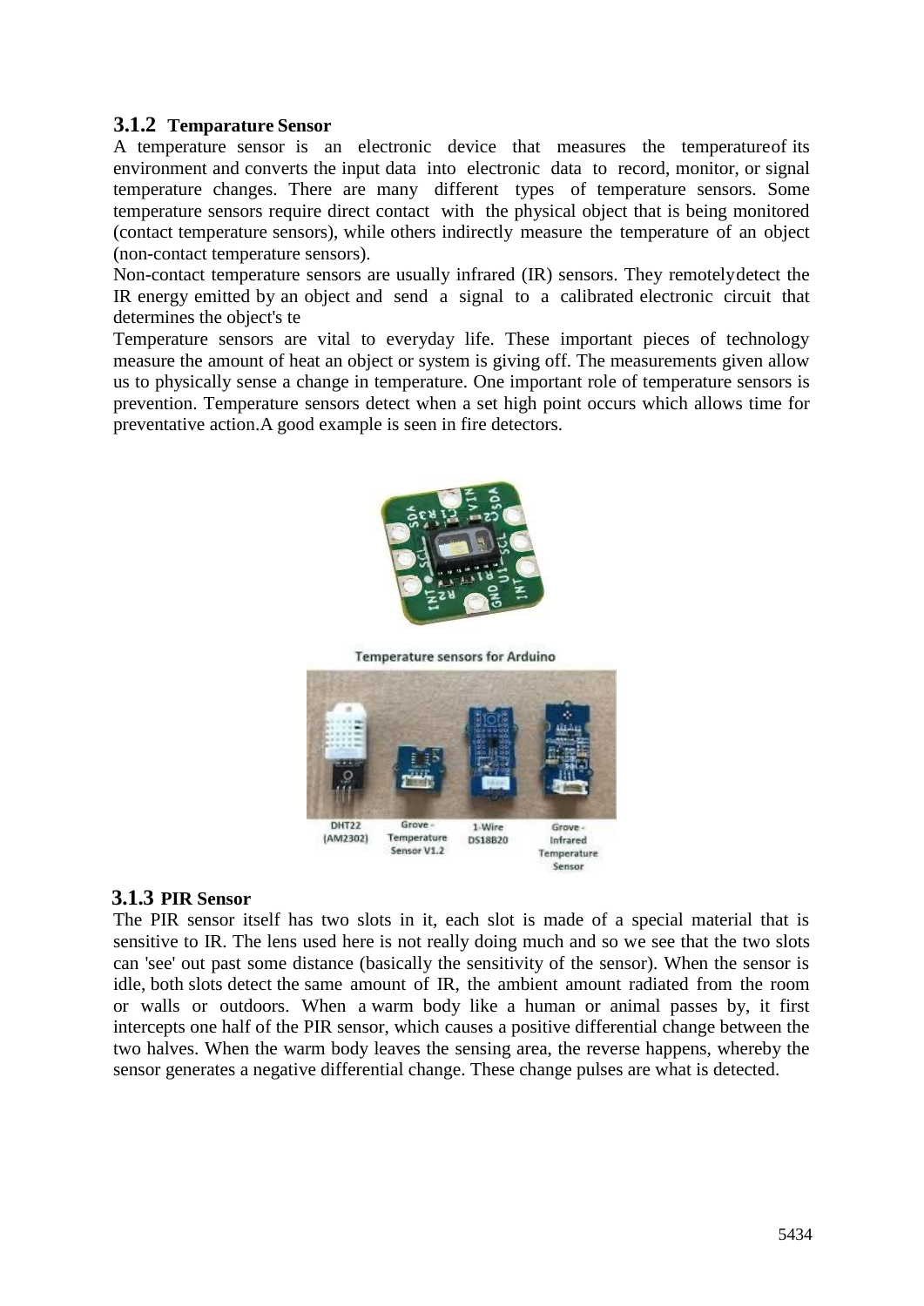### 3.1.2 Temparature Sensor

A temperature sensor is an electronic device that measures the temperatureof its environment and converts the input data into electronic data to record, monitor, or signal temperature changes. There are many different types of temperature sensors. Some temperature sensors require direct contact with the physical object that is being monitored (contact temperature sensors), while others indirectly measure the temperature of an object (non-contact temperature sensors).

Non-contact temperature sensors are usually infrared (IR) sensors. They remotelydetect the IR energy emitted by an object and send a signal to a calibrated electronic circuit that determines the object's te

Temperature sensors are vital to everyday life. These important pieces of technology measure the amount of heat an object or system is giving off. The measurements given allow us to physically sense a change in temperature. One important role of temperature sensors is prevention. Temperature sensors detect when a set high point occurs which allows time for preventative action.A good example is seen in fire detectors.

Temperature sensors for Arduino

DHT22 (AM2302) Grove - Temperature Sensor V1.2 1-Wire DS18B20 Grove - Infrared Temperature Sensor

### 3.1.3 PIR Sensor

The PIR sensor itself has two slots in it, each slot is made of a special material that is sensitive to IR. The lens used here is not really doing much and so we see that the two slots can 'see' out past some distance (basically the sensitivity of the sensor). When the sensor is idle, both slots detect the same amount of IR, the ambient amount radiated from the room or walls or outdoors. When a warm body like a human or animal passes by, it first intercepts one half of the PIR sensor, which causes a positive differential change between the two halves. When the warm body leaves the sensing area, the reverse happens, whereby the sensor generates a negative differential change. These change pulses are what is detected.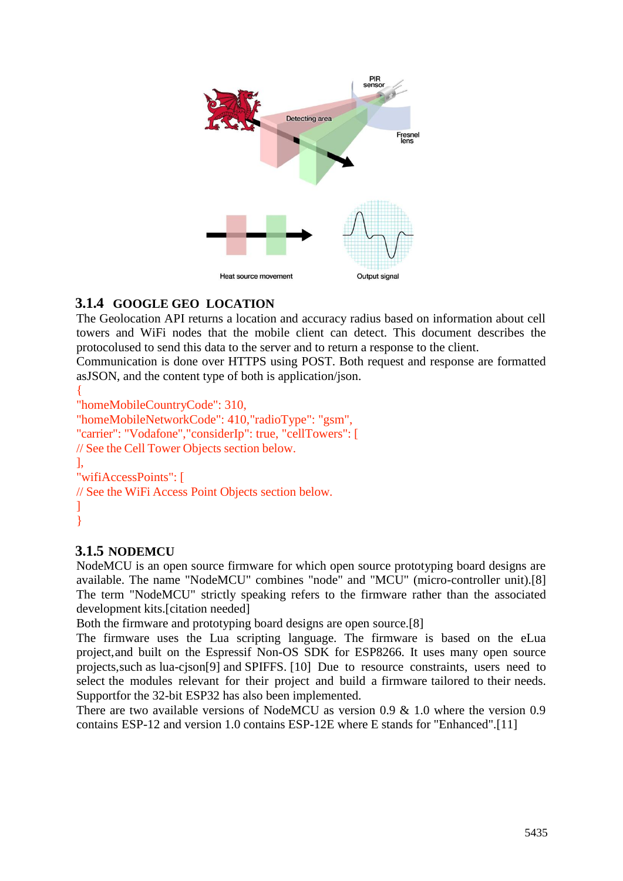### 3.1.4 GOOGLE GEO LOCATION

The Geolocation API returns a location and accuracy radius based on information about cell towers and WiFi nodes that the mobile client can detect. This document describes the protocolused to send this data to the server and to return a response to the client.
Communication is done over HTTPS using POST. Both request and response are formatted asJSON, and the content type of both is application/json.

```
{
"homeMobileCountryCode": 310,
"homeMobileNetworkCode": 410,"radioType": "gsm",
"carrier": "Vodafone","considerIp": true, "cellTowers": [
// See the Cell Tower Objects section below.
],
"wifiAccessPoints": [
// See the WiFi Access Point Objects section below.
]
}
```

### 3.1.5 NODEMCU

NodeMCU is an open source firmware for which open source prototyping board designs are available. The name "NodeMCU" combines "node" and "MCU" (micro-controller unit).[8] The term "NodeMCU" strictly speaking refers to the firmware rather than the associated development kits.[citation needed]
Both the firmware and prototyping board designs are open source.[8]
The firmware uses the Lua scripting language. The firmware is based on the eLua project,and built on the Espressif Non-OS SDK for ESP8266. It uses many open source projects,such as lua-cjson[9] and SPIFFS. [10] Due to resource constraints, users need to select the modules relevant for their project and build a firmware tailored to their needs. Supportfor the 32-bit ESP32 has also been implemented.
There are two available versions of NodeMCU as version 0.9 & 1.0 where the version 0.9 contains ESP-12 and version 1.0 contains ESP-12E where E stands for "Enhanced".[11]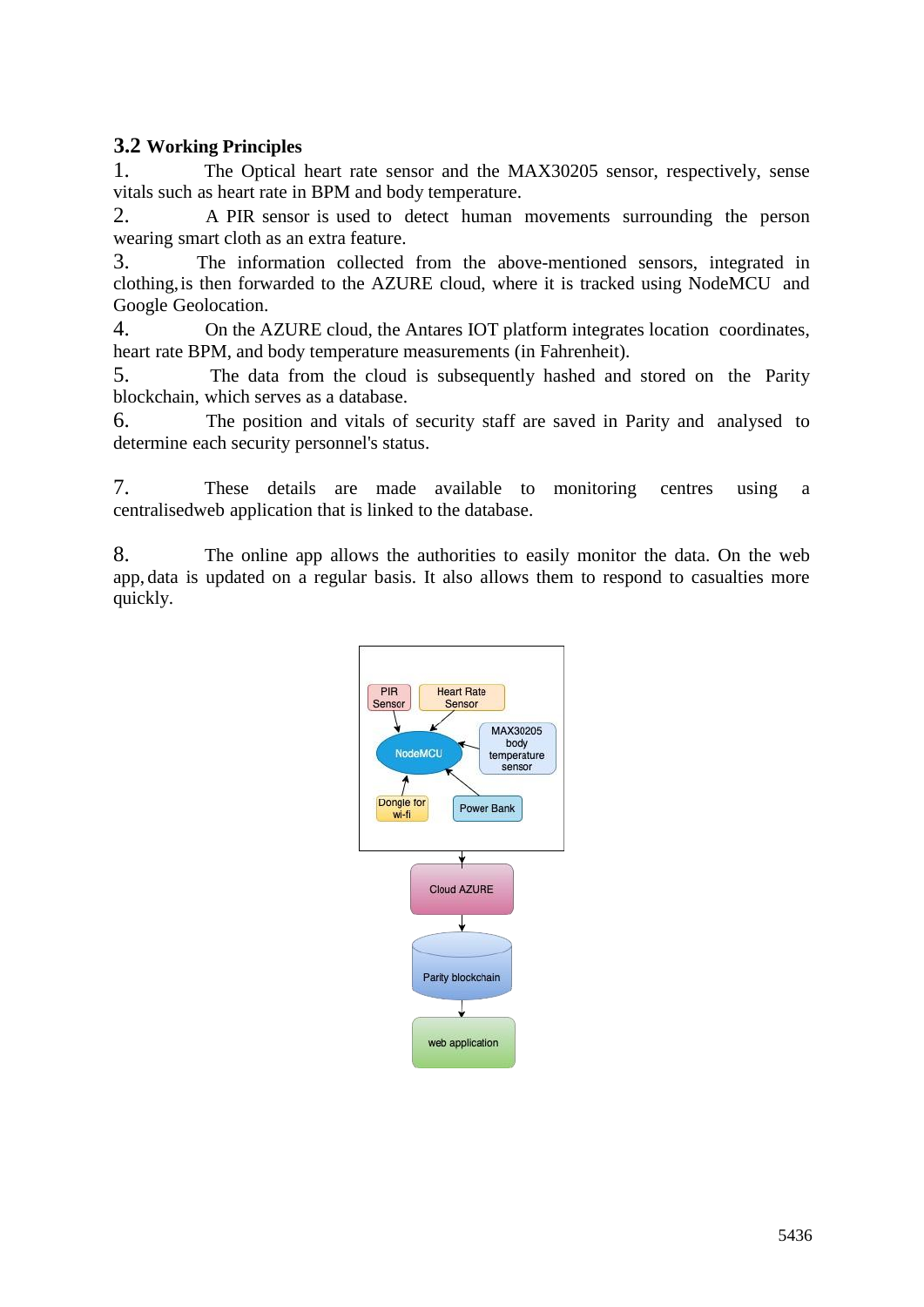### 3.2 Working Principles

1. The Optical heart rate sensor and the MAX30205 sensor, respectively, sense vitals such as heart rate in BPM and body temperature.
2. A PIR sensor is used to detect human movements surrounding the person wearing smart cloth as an extra feature.
3. The information collected from the above-mentioned sensors, integrated in clothing, is then forwarded to the AZURE cloud, where it is tracked using NodeMCU and Google Geolocation.
4. On the AZURE cloud, the Antares IOT platform integrates location coordinates, heart rate BPM, and body temperature measurements (in Fahrenheit).
5. The data from the cloud is subsequently hashed and stored on the Parity blockchain, which serves as a database.
6. The position and vitals of security staff are saved in Parity and analysed to determine each security personnel's status.
7. These details are made available to monitoring centres using a centralisedweb application that is linked to the database.
8. The online app allows the authorities to easily monitor the data. On the web app, data is updated on a regular basis. It also allows them to respond to casualties more quickly.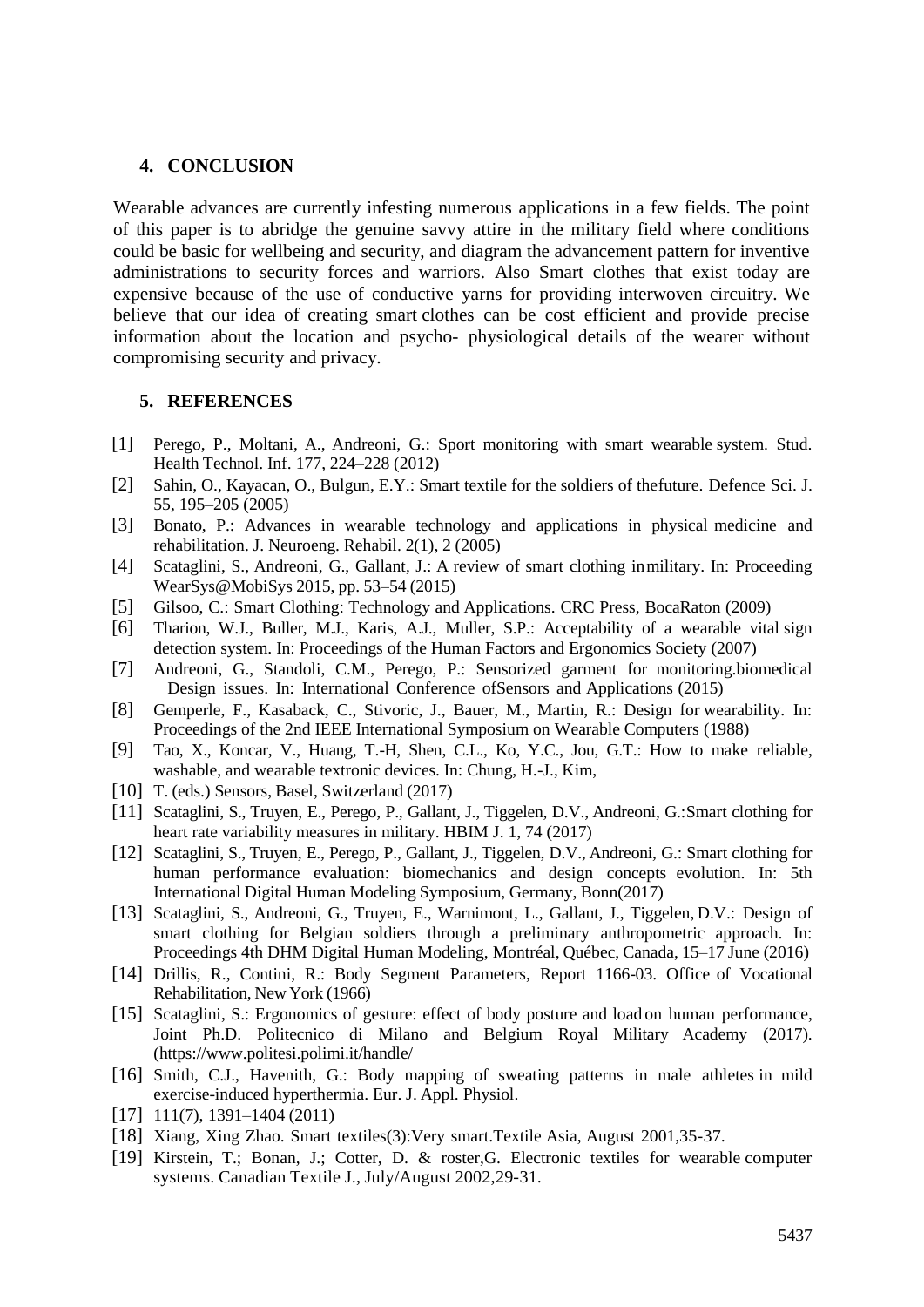## 4. CONCLUSION

Wearable advances are currently infesting numerous applications in a few fields. The point of this paper is to abridge the genuine savvy attire in the military field where conditions could be basic for wellbeing and security, and diagram the advancement pattern for inventive administrations to security forces and warriors. Also Smart clothes that exist today are expensive because of the use of conductive yarns for providing interwoven circuitry. We believe that our idea of creating smart clothes can be cost efficient and provide precise information about the location and psycho- physiological details of the wearer without compromising security and privacy.

## 5. REFERENCES

[1] Perego, P., Moltani, A., Andreoni, G.: Sport monitoring with smart wearable system. Stud. Health Technol. Inf. 177, 224–228 (2012)

[2] Sahin, O., Kayacan, O., Bulgun, E.Y.: Smart textile for the soldiers of thefuture. Defence Sci. J. 55, 195–205 (2005)

[3] Bonato, P.: Advances in wearable technology and applications in physical medicine and rehabilitation. J. Neuroeng. Rehabil. 2(1), 2 (2005)

[4] Scataglini, S., Andreoni, G., Gallant, J.: A review of smart clothing inmilitary. In: Proceeding WearSys@MobiSys 2015, pp. 53–54 (2015)

[5] Gilsoo, C.: Smart Clothing: Technology and Applications. CRC Press, BocaRaton (2009)

[6] Tharion, W.J., Buller, M.J., Karis, A.J., Muller, S.P.: Acceptability of a wearable vital sign detection system. In: Proceedings of the Human Factors and Ergonomics Society (2007)

[7] Andreoni, G., Standoli, C.M., Perego, P.: Sensorized garment for monitoring.biomedical Design issues. In: International Conference ofSensors and Applications (2015)

[8] Gemperle, F., Kasaback, C., Stivoric, J., Bauer, M., Martin, R.: Design for wearability. In: Proceedings of the 2nd IEEE International Symposium on Wearable Computers (1988)

[9] Tao, X., Koncar, V., Huang, T.-H, Shen, C.L., Ko, Y.C., Jou, G.T.: How to make reliable, washable, and wearable textronic devices. In: Chung, H.-J., Kim,

[10] T. (eds.) Sensors, Basel, Switzerland (2017)

[11] Scataglini, S., Truyen, E., Perego, P., Gallant, J., Tiggelen, D.V., Andreoni, G.:Smart clothing for heart rate variability measures in military. HBIM J. 1, 74 (2017)

[12] Scataglini, S., Truyen, E., Perego, P., Gallant, J., Tiggelen, D.V., Andreoni, G.: Smart clothing for human performance evaluation: biomechanics and design concepts evolution. In: 5th International Digital Human Modeling Symposium, Germany, Bonn(2017)

[13] Scataglini, S., Andreoni, G., Truyen, E., Warnimont, L., Gallant, J., Tiggelen, D.V.: Design of smart clothing for Belgian soldiers through a preliminary anthropometric approach. In: Proceedings 4th DHM Digital Human Modeling, Montréal, Québec, Canada, 15–17 June (2016)

[14] Drillis, R., Contini, R.: Body Segment Parameters, Report 1166-03. Office of Vocational Rehabilitation, New York (1966)

[15] Scataglini, S.: Ergonomics of gesture: effect of body posture and load on human performance, Joint Ph.D. Politecnico di Milano and Belgium Royal Military Academy (2017). (https://www.politesi.polimi.it/handle/

[16] Smith, C.J., Havenith, G.: Body mapping of sweating patterns in male athletes in mild exercise-induced hyperthermia. Eur. J. Appl. Physiol.

[17] 111(7), 1391–1404 (2011)

[18] Xiang, Xing Zhao. Smart textiles(3):Very smart.Textile Asia, August 2001,35-37.

[19] Kirstein, T.; Bonan, J.; Cotter, D. & roster,G. Electronic textiles for wearable computer systems. Canadian Textile J., July/August 2002,29-31.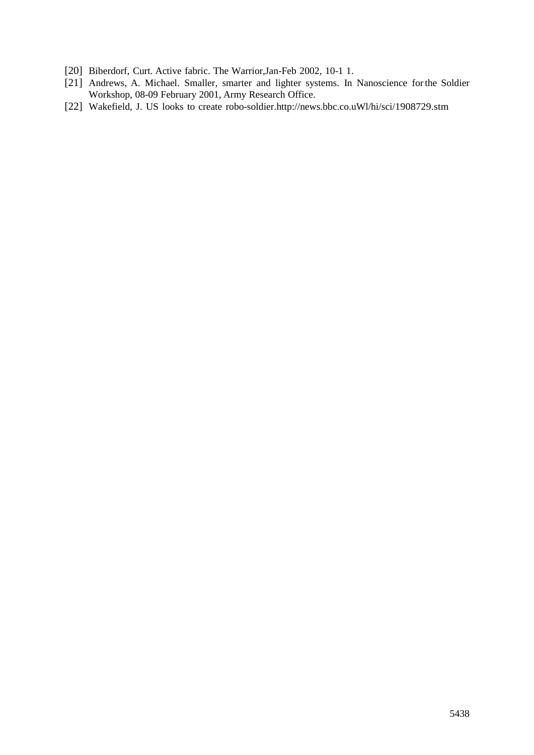[20] Biberdorf, Curt. Active fabric. The Warrior,Jan-Feb 2002, 10-1 1.

[21] Andrews, A. Michael. Smaller, smarter and lighter systems. In Nanoscience for the Soldier Workshop, 08-09 February 2001, Army Research Office.

[22] Wakefield, J. US looks to create robo-soldier.http://news.bbc.co.uWl/hi/sci/1908729.stm